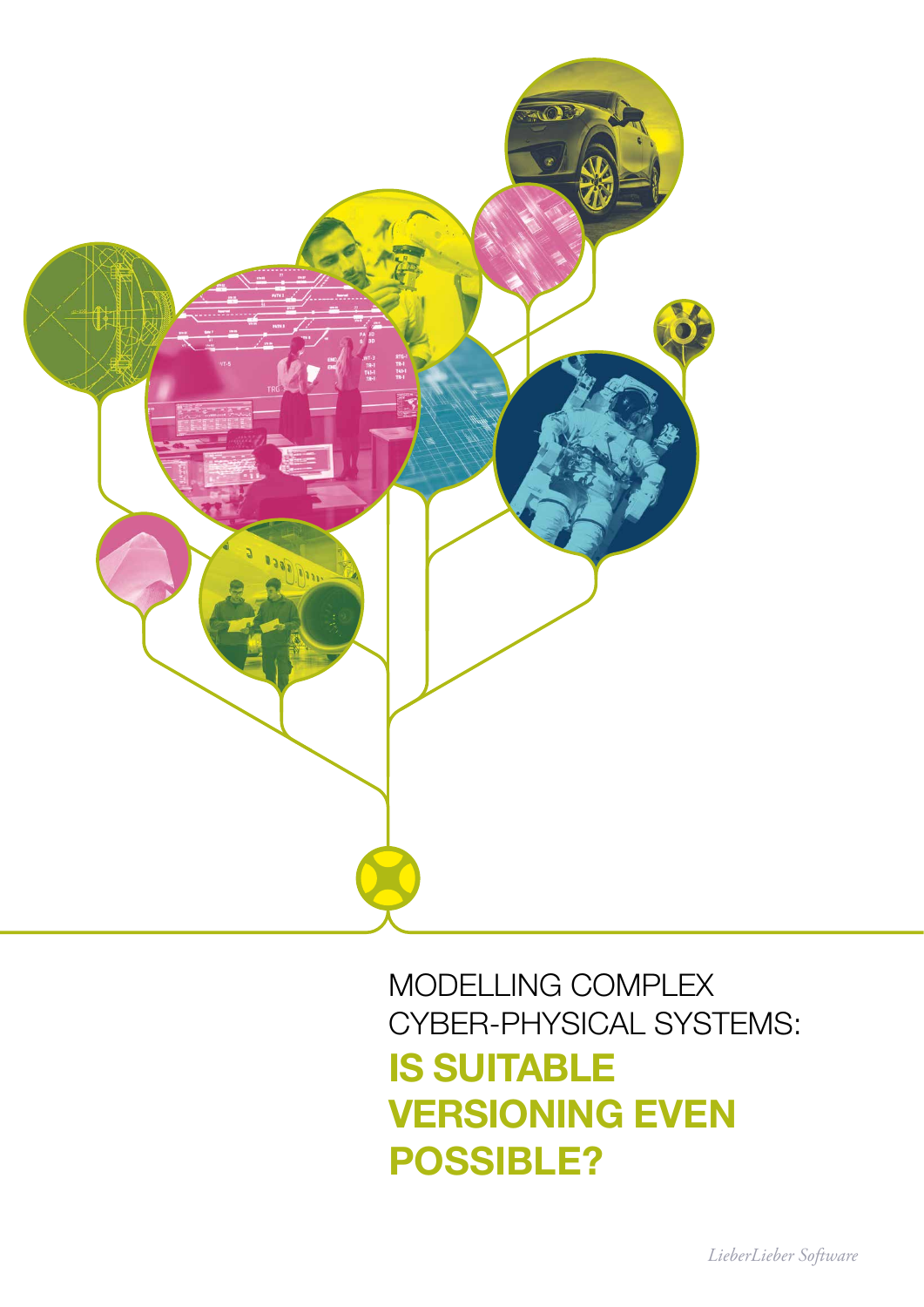# MODELLING COMPLEX CYBER-PHYSICAL SYSTEMS: **IS SUITABLE VERSIONING EVEN POSSIBLE?**

*LieberLieber Software*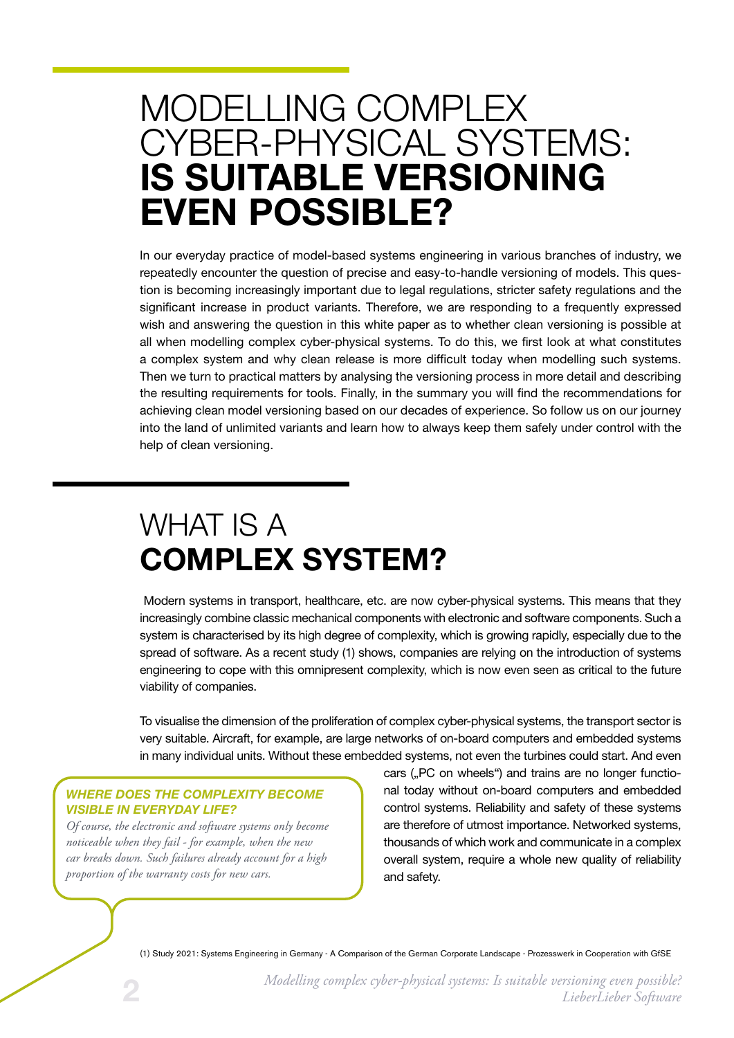# MODELLING COMPLEX CYBER-PHYSICAL SYSTEMS: **IS SUITABLE VERSIONING EVEN POSSIBLE?**

In our everyday practice of model-based systems engineering in various branches of industry, we repeatedly encounter the question of precise and easy-to-handle versioning of models. This question is becoming increasingly important due to legal regulations, stricter safety regulations and the significant increase in product variants. Therefore, we are responding to a frequently expressed wish and answering the question in this white paper as to whether clean versioning is possible at all when modelling complex cyber-physical systems. To do this, we first look at what constitutes a complex system and why clean release is more difficult today when modelling such systems. Then we turn to practical matters by analysing the versioning process in more detail and describing the resulting requirements for tools. Finally, in the summary you will find the recommendations for achieving clean model versioning based on our decades of experience. So follow us on our journey into the land of unlimited variants and learn how to always keep them safely under control with the help of clean versioning.

## WHAT IS A **COMPLEX SYSTEM?**

Modern systems in transport, healthcare, etc. are now cyber-physical systems. This means that they increasingly combine classic mechanical components with electronic and software components. Such a system is characterised by its high degree of complexity, which is growing rapidly, especially due to the spread of software. As a recent study (1) shows, companies are relying on the introduction of systems engineering to cope with this omnipresent complexity, which is now even seen as critical to the future viability of companies.

To visualise the dimension of the proliferation of complex cyber-physical systems, the transport sector is very suitable. Aircraft, for example, are large networks of on-board computers and embedded systems in many individual units. Without these embedded systems, not even the turbines could start. And even cars („PC on wheels") and trains are no longer functional today without on-board computers and embedded control systems. Reliability and safety of these systems are therefore of utmost importance. Networked systems, thousands of which work and communicate in a complex overall system, require a whole new quality of reliability and safety.

> ***WHERE DOES THE COMPLEXITY BECOME VISIBLE IN EVERYDAY LIFE?***
>
> *Of course, the electronic and software systems only become noticeable when they fail - for example, when the new car breaks down. Such failures already account for a high proportion of the warranty costs for new cars.*

(1) Study 2021: Systems Engineering in Germany - A Comparison of the German Corporate Landscape - Prozesswerk in Cooperation with GfSE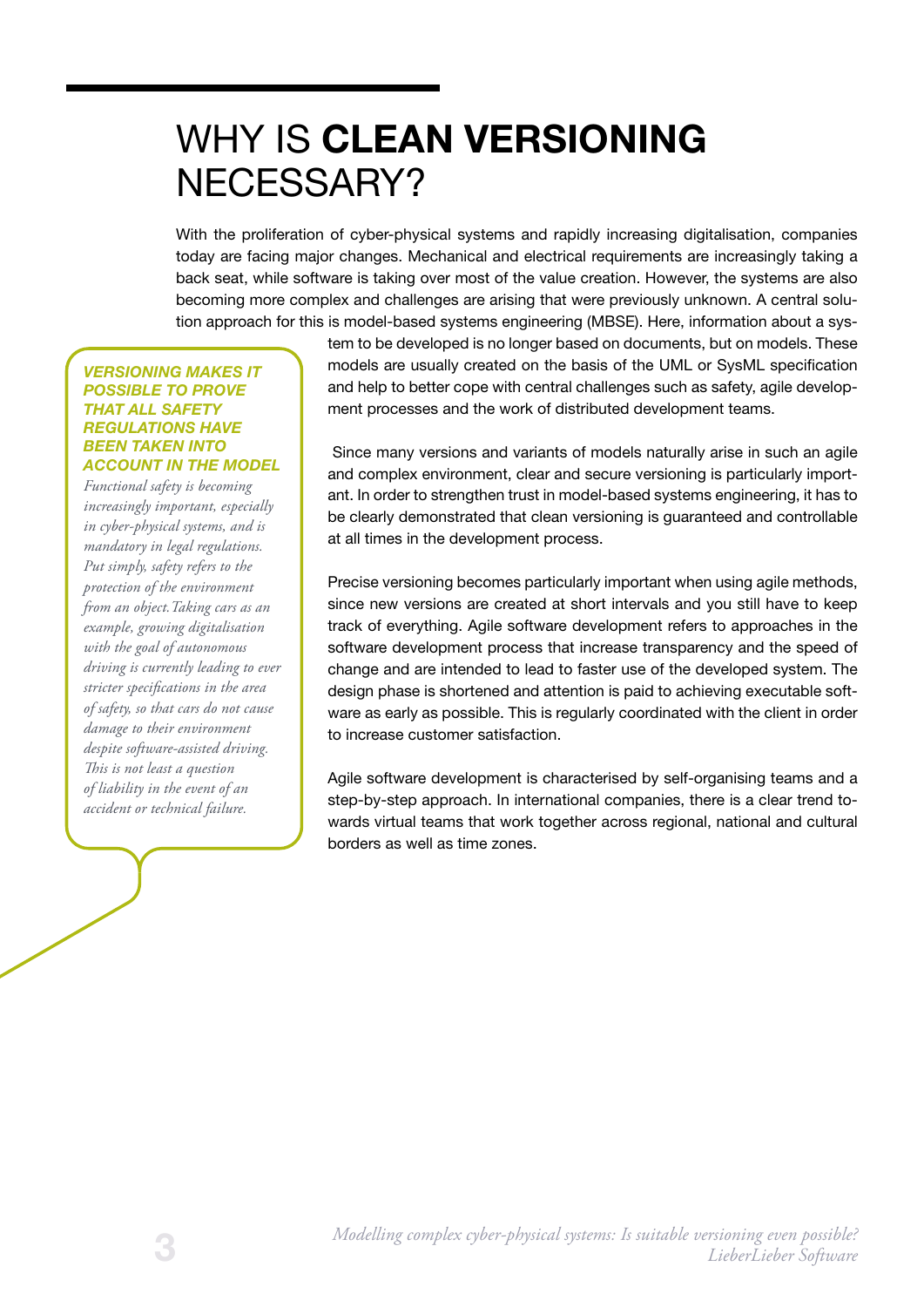# WHY IS **CLEAN VERSIONING** NECESSARY?

With the proliferation of cyber-physical systems and rapidly increasing digitalisation, companies today are facing major changes. Mechanical and electrical requirements are increasingly taking a back seat, while software is taking over most of the value creation. However, the systems are also becoming more complex and challenges are arising that were previously unknown. A central solution approach for this is model-based systems engineering (MBSE). Here, information about a system to be developed is no longer based on documents, but on models. These models are usually created on the basis of the UML or SysML specification and help to better cope with central challenges such as safety, agile development processes and the work of distributed development teams.

Since many versions and variants of models naturally arise in such an agile and complex environment, clear and secure versioning is particularly important. In order to strengthen trust in model-based systems engineering, it has to be clearly demonstrated that clean versioning is guaranteed and controllable at all times in the development process.

Precise versioning becomes particularly important when using agile methods, since new versions are created at short intervals and you still have to keep track of everything. Agile software development refers to approaches in the software development process that increase transparency and the speed of change and are intended to lead to faster use of the developed system. The design phase is shortened and attention is paid to achieving executable software as early as possible. This is regularly coordinated with the client in order to increase customer satisfaction.

Agile software development is characterised by self-organising teams and a step-by-step approach. In international companies, there is a clear trend towards virtual teams that work together across regional, national and cultural borders as well as time zones.

> ***VERSIONING MAKES IT POSSIBLE TO PROVE THAT ALL SAFETY REGULATIONS HAVE BEEN TAKEN INTO ACCOUNT IN THE MODEL***
>
> *Functional safety is becoming increasingly important, especially in cyber-physical systems, and is mandatory in legal regulations. Put simply, safety refers to the protection of the environment from an object. Taking cars as an example, growing digitalisation with the goal of autonomous driving is currently leading to ever stricter specifications in the area of safety, so that cars do not cause damage to their environment despite software-assisted driving. This is not least a question of liability in the event of an accident or technical failure.*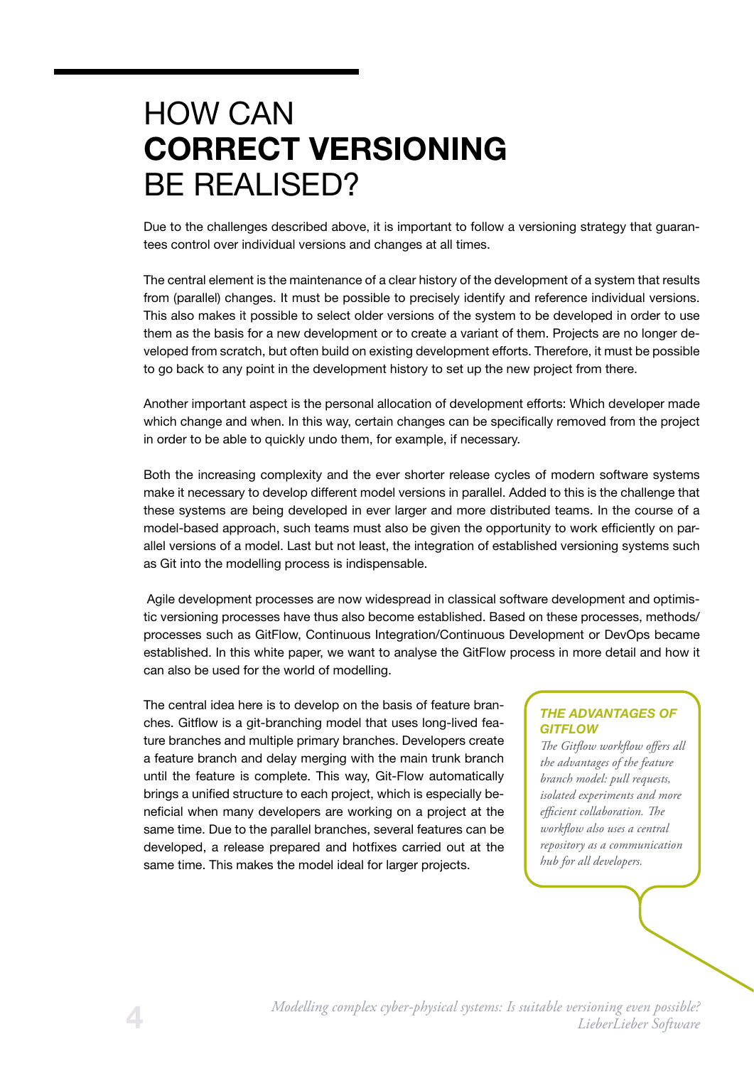# HOW CAN **CORRECT VERSIONING** BE REALISED?

Due to the challenges described above, it is important to follow a versioning strategy that guarantees control over individual versions and changes at all times.

The central element is the maintenance of a clear history of the development of a system that results from (parallel) changes. It must be possible to precisely identify and reference individual versions. This also makes it possible to select older versions of the system to be developed in order to use them as the basis for a new development or to create a variant of them. Projects are no longer developed from scratch, but often build on existing development efforts. Therefore, it must be possible to go back to any point in the development history to set up the new project from there.

Another important aspect is the personal allocation of development efforts: Which developer made which change and when. In this way, certain changes can be specifically removed from the project in order to be able to quickly undo them, for example, if necessary.

Both the increasing complexity and the ever shorter release cycles of modern software systems make it necessary to develop different model versions in parallel. Added to this is the challenge that these systems are being developed in ever larger and more distributed teams. In the course of a model-based approach, such teams must also be given the opportunity to work efficiently on parallel versions of a model. Last but not least, the integration of established versioning systems such as Git into the modelling process is indispensable.

Agile development processes are now widespread in classical software development and optimistic versioning processes have thus also become established. Based on these processes, methods/processes such as GitFlow, Continuous Integration/Continuous Development or DevOps became established. In this white paper, we want to analyse the GitFlow process in more detail and how it can also be used for the world of modelling.

The central idea here is to develop on the basis of feature branches. Gitflow is a git-branching model that uses long-lived feature branches and multiple primary branches. Developers create a feature branch and delay merging with the main trunk branch until the feature is complete. This way, Git-Flow automatically brings a unified structure to each project, which is especially beneficial when many developers are working on a project at the same time. Due to the parallel branches, several features can be developed, a release prepared and hotfixes carried out at the same time. This makes the model ideal for larger projects.

***THE ADVANTAGES OF GITFLOW***

*The Gitflow workflow offers all the advantages of the feature branch model: pull requests, isolated experiments and more efficient collaboration. The workflow also uses a central repository as a communication hub for all developers.*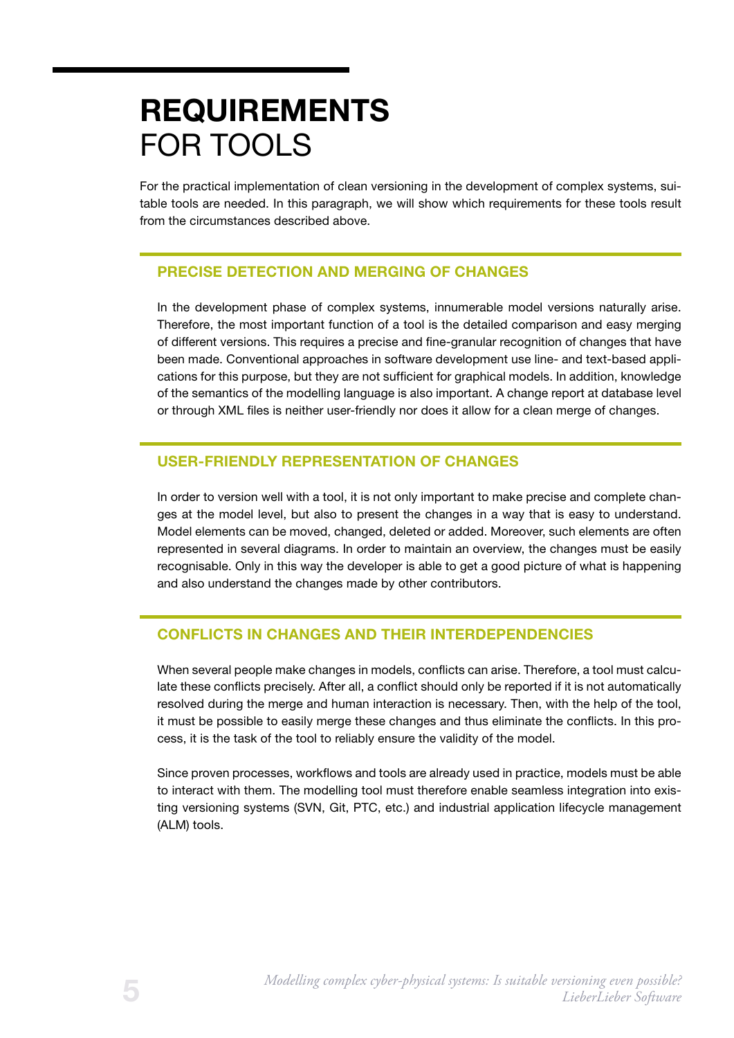# REQUIREMENTS FOR TOOLS

For the practical implementation of clean versioning in the development of complex systems, suitable tools are needed. In this paragraph, we will show which requirements for these tools result from the circumstances described above.

## PRECISE DETECTION AND MERGING OF CHANGES

In the development phase of complex systems, innumerable model versions naturally arise. Therefore, the most important function of a tool is the detailed comparison and easy merging of different versions. This requires a precise and fine-granular recognition of changes that have been made. Conventional approaches in software development use line- and text-based applications for this purpose, but they are not sufficient for graphical models. In addition, knowledge of the semantics of the modelling language is also important. A change report at database level or through XML files is neither user-friendly nor does it allow for a clean merge of changes.

## USER-FRIENDLY REPRESENTATION OF CHANGES

In order to version well with a tool, it is not only important to make precise and complete changes at the model level, but also to present the changes in a way that is easy to understand. Model elements can be moved, changed, deleted or added. Moreover, such elements are often represented in several diagrams. In order to maintain an overview, the changes must be easily recognisable. Only in this way the developer is able to get a good picture of what is happening and also understand the changes made by other contributors.

## CONFLICTS IN CHANGES AND THEIR INTERDEPENDENCIES

When several people make changes in models, conflicts can arise. Therefore, a tool must calculate these conflicts precisely. After all, a conflict should only be reported if it is not automatically resolved during the merge and human interaction is necessary. Then, with the help of the tool, it must be possible to easily merge these changes and thus eliminate the conflicts. In this process, it is the task of the tool to reliably ensure the validity of the model.

Since proven processes, workflows and tools are already used in practice, models must be able to interact with them. The modelling tool must therefore enable seamless integration into existing versioning systems (SVN, Git, PTC, etc.) and industrial application lifecycle management (ALM) tools.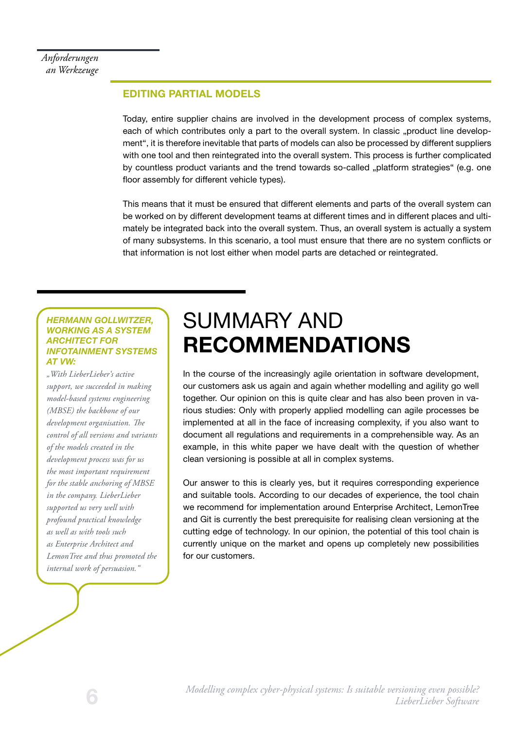## EDITING PARTIAL MODELS

Today, entire supplier chains are involved in the development process of complex systems, each of which contributes only a part to the overall system. In classic „product line development", it is therefore inevitable that parts of models can also be processed by different suppliers with one tool and then reintegrated into the overall system. This process is further complicated by countless product variants and the trend towards so-called „platform strategies" (e.g. one floor assembly for different vehicle types).

This means that it must be ensured that different elements and parts of the overall system can be worked on by different development teams at different times and in different places and ultimately be integrated back into the overall system. Thus, an overall system is actually a system of many subsystems. In this scenario, a tool must ensure that there are no system conflicts or that information is not lost either when model parts are detached or reintegrated.

***HERMANN GOLLWITZER, WORKING AS A SYSTEM ARCHITECT FOR INFOTAINMENT SYSTEMS AT VW:***

*„With LieberLieber's active support, we succeeded in making model-based systems engineering (MBSE) the backbone of our development organisation. The control of all versions and variants of the models created in the development process was for us the most important requirement for the stable anchoring of MBSE in the company. LieberLieber supported us very well with profound practical knowledge as well as with tools such as Enterprise Architect and LemonTree and thus promoted the internal work of persuasion."*

# SUMMARY AND **RECOMMENDATIONS**

In the course of the increasingly agile orientation in software development, our customers ask us again and again whether modelling and agility go well together. Our opinion on this is quite clear and has also been proven in various studies: Only with properly applied modelling can agile processes be implemented at all in the face of increasing complexity, if you also want to document all regulations and requirements in a comprehensible way. As an example, in this white paper we have dealt with the question of whether clean versioning is possible at all in complex systems.

Our answer to this is clearly yes, but it requires corresponding experience and suitable tools. According to our decades of experience, the tool chain we recommend for implementation around Enterprise Architect, LemonTree and Git is currently the best prerequisite for realising clean versioning at the cutting edge of technology. In our opinion, the potential of this tool chain is currently unique on the market and opens up completely new possibilities for our customers.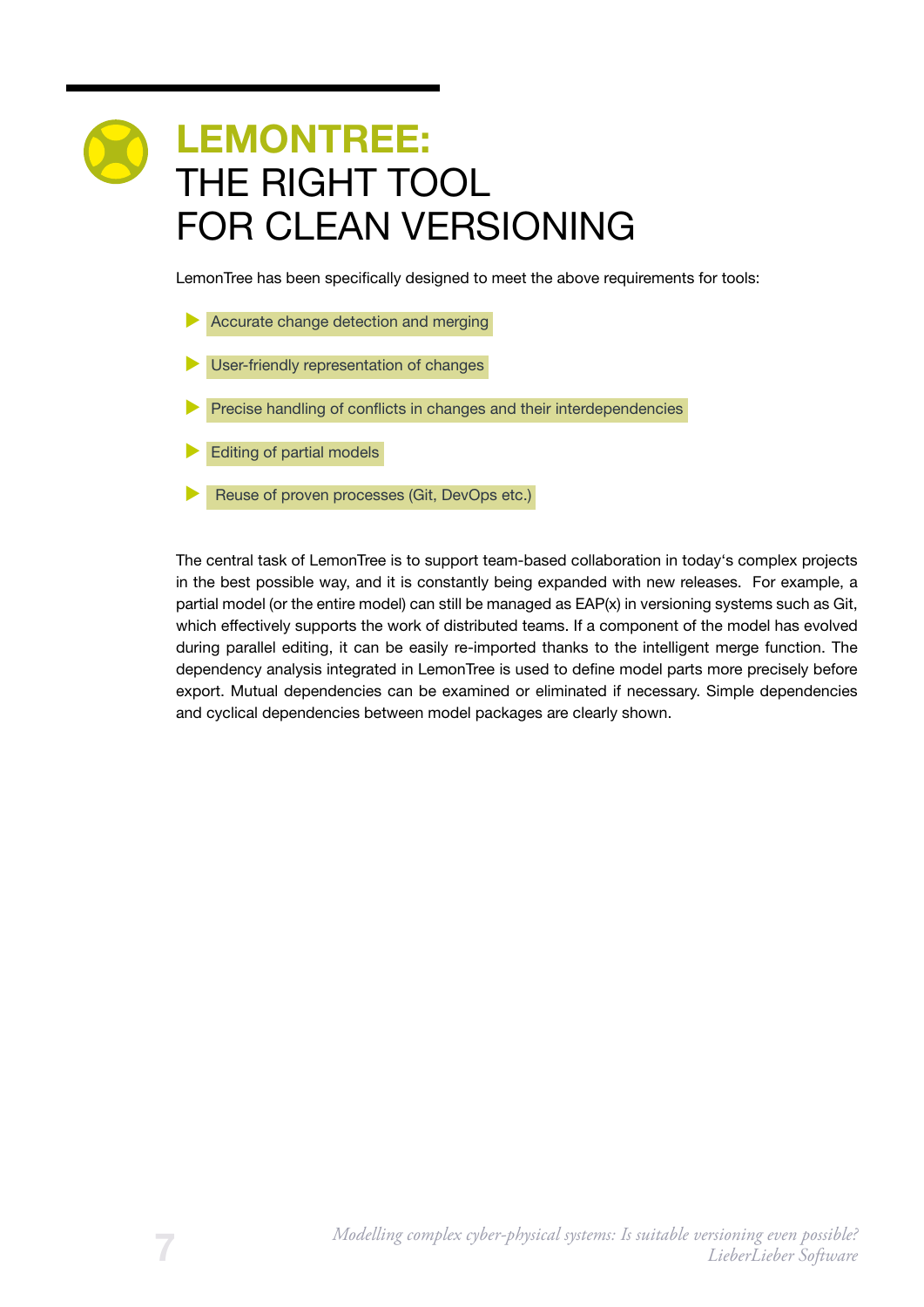# LEMONTREE: THE RIGHT TOOL FOR CLEAN VERSIONING

LemonTree has been specifically designed to meet the above requirements for tools:

- Accurate change detection and merging
- User-friendly representation of changes
- Precise handling of conflicts in changes and their interdependencies
- Editing of partial models
- Reuse of proven processes (Git, DevOps etc.)

The central task of LemonTree is to support team-based collaboration in today's complex projects in the best possible way, and it is constantly being expanded with new releases. For example, a partial model (or the entire model) can still be managed as EAP(x) in versioning systems such as Git, which effectively supports the work of distributed teams. If a component of the model has evolved during parallel editing, it can be easily re-imported thanks to the intelligent merge function. The dependency analysis integrated in LemonTree is used to define model parts more precisely before export. Mutual dependencies can be examined or eliminated if necessary. Simple dependencies and cyclical dependencies between model packages are clearly shown.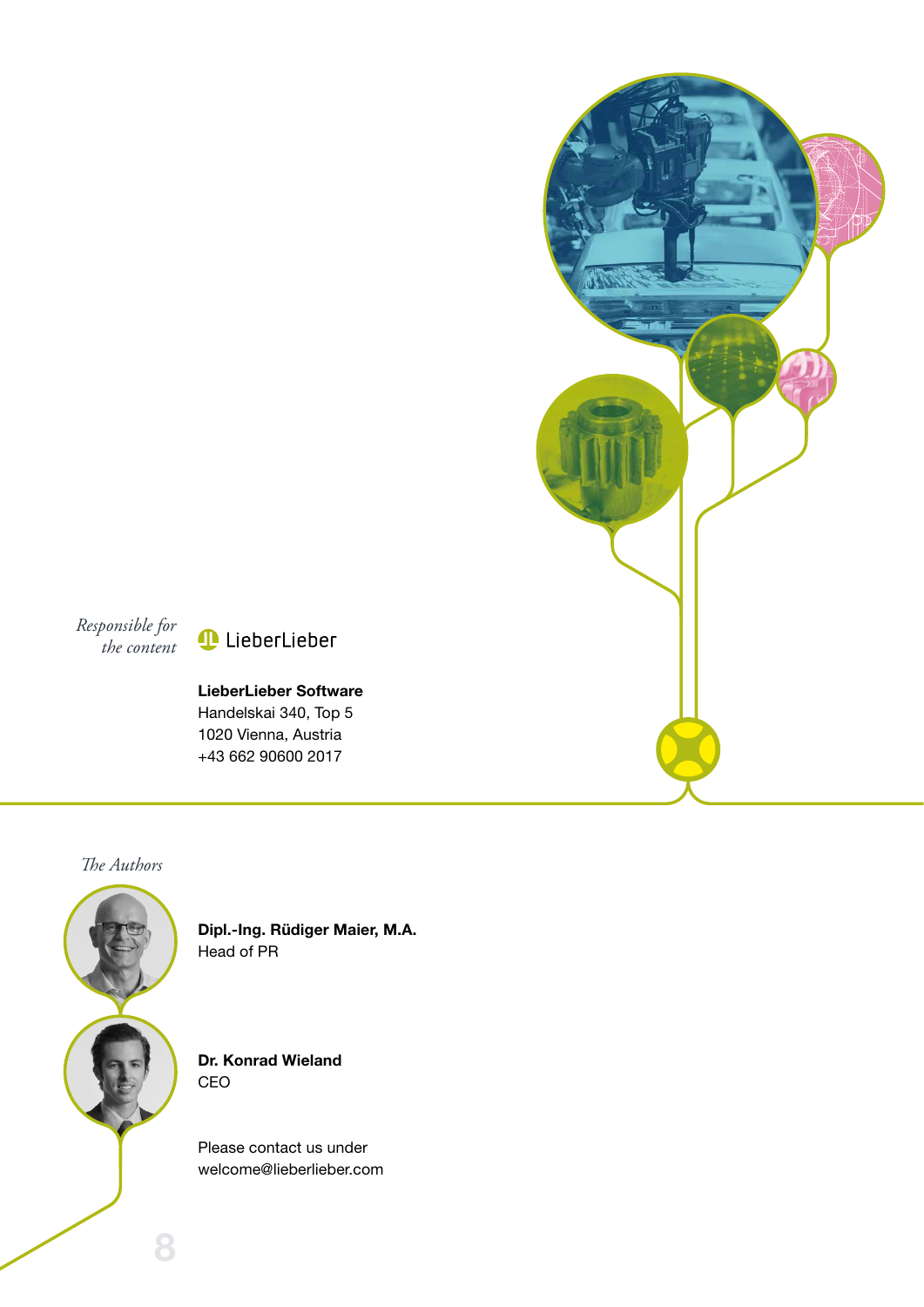*Responsible for the content*

LieberLieber

**LieberLieber Software**
Handelskai 340, Top 5
1020 Vienna, Austria
+43 662 90600 2017

*The Authors*

**Dipl.-Ing. Rüdiger Maier, M.A.**
Head of PR

**Dr. Konrad Wieland**
CEO

Please contact us under
welcome@lieberlieber.com